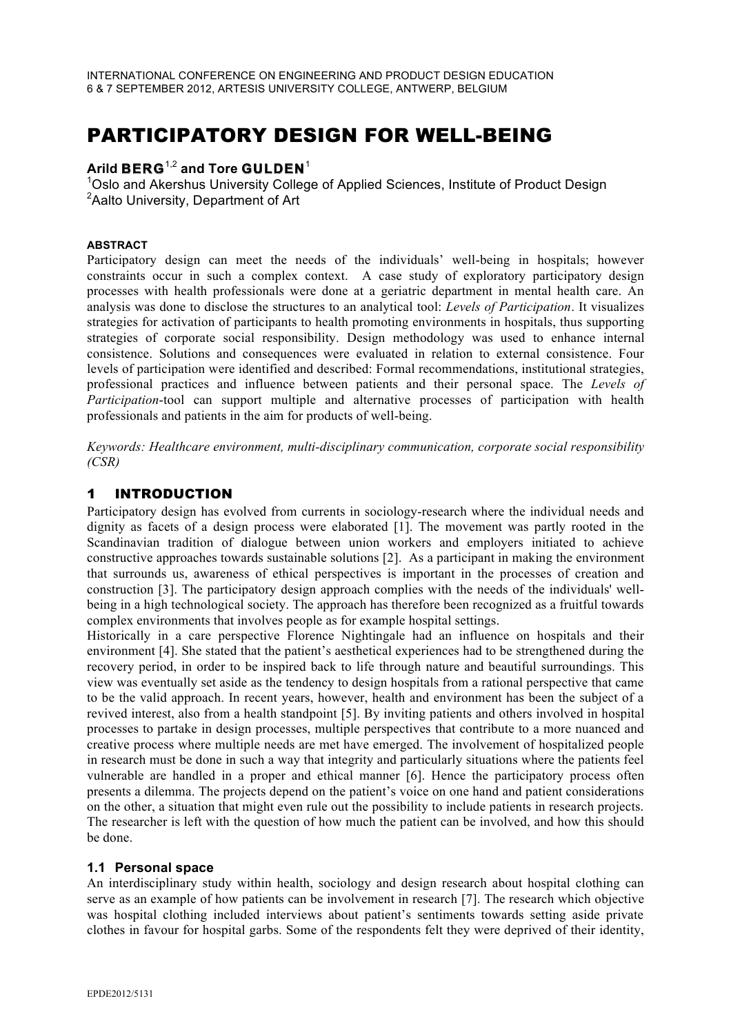# PARTICIPATORY DESIGN FOR WELL-BEING

**Arild BERG**[1,2] **and Tore GULDEN**[1]

[1]Oslo and Akershus University College of Applied Sciences, Institute of Product Design
[2]Aalto University, Department of Art

## ABSTRACT

Participatory design can meet the needs of the individuals' well-being in hospitals; however constraints occur in such a complex context. A case study of exploratory participatory design processes with health professionals were done at a geriatric department in mental health care. An analysis was done to disclose the structures to an analytical tool: *Levels of Participation*. It visualizes strategies for activation of participants to health promoting environments in hospitals, thus supporting strategies of corporate social responsibility. Design methodology was used to enhance internal consistence. Solutions and consequences were evaluated in relation to external consistence. Four levels of participation were identified and described: Formal recommendations, institutional strategies, professional practices and influence between patients and their personal space. The *Levels of Participation*-tool can support multiple and alternative processes of participation with health professionals and patients in the aim for products of well-being.

*Keywords: Healthcare environment, multi-disciplinary communication, corporate social responsibility (CSR)*

## 1 INTRODUCTION

Participatory design has evolved from currents in sociology-research where the individual needs and dignity as facets of a design process were elaborated [1]. The movement was partly rooted in the Scandinavian tradition of dialogue between union workers and employers initiated to achieve constructive approaches towards sustainable solutions [2]. As a participant in making the environment that surrounds us, awareness of ethical perspectives is important in the processes of creation and construction [3]. The participatory design approach complies with the needs of the individuals' well-being in a high technological society. The approach has therefore been recognized as a fruitful towards complex environments that involves people as for example hospital settings.

Historically in a care perspective Florence Nightingale had an influence on hospitals and their environment [4]. She stated that the patient's aesthetical experiences had to be strengthened during the recovery period, in order to be inspired back to life through nature and beautiful surroundings. This view was eventually set aside as the tendency to design hospitals from a rational perspective that came to be the valid approach. In recent years, however, health and environment has been the subject of a revived interest, also from a health standpoint [5]. By inviting patients and others involved in hospital processes to partake in design processes, multiple perspectives that contribute to a more nuanced and creative process where multiple needs are met have emerged. The involvement of hospitalized people in research must be done in such a way that integrity and particularly situations where the patients feel vulnerable are handled in a proper and ethical manner [6]. Hence the participatory process often presents a dilemma. The projects depend on the patient's voice on one hand and patient considerations on the other, a situation that might even rule out the possibility to include patients in research projects. The researcher is left with the question of how much the patient can be involved, and how this should be done.

### 1.1 Personal space

An interdisciplinary study within health, sociology and design research about hospital clothing can serve as an example of how patients can be involvement in research [7]. The research which objective was hospital clothing included interviews about patient's sentiments towards setting aside private clothes in favour for hospital garbs. Some of the respondents felt they were deprived of their identity,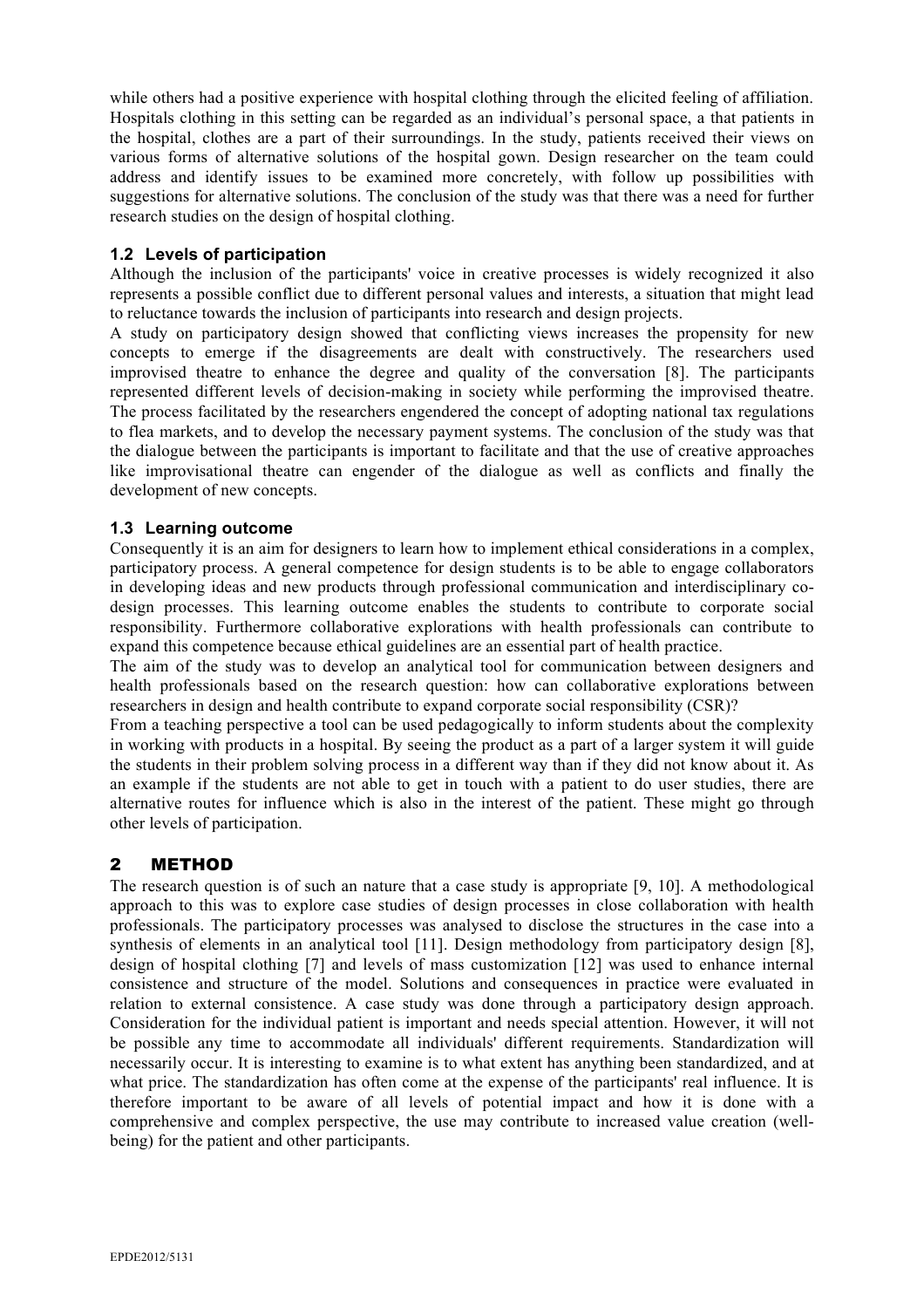while others had a positive experience with hospital clothing through the elicited feeling of affiliation. Hospitals clothing in this setting can be regarded as an individual's personal space, a that patients in the hospital, clothes are a part of their surroundings. In the study, patients received their views on various forms of alternative solutions of the hospital gown. Design researcher on the team could address and identify issues to be examined more concretely, with follow up possibilities with suggestions for alternative solutions. The conclusion of the study was that there was a need for further research studies on the design of hospital clothing.

### 1.2 Levels of participation

Although the inclusion of the participants' voice in creative processes is widely recognized it also represents a possible conflict due to different personal values and interests, a situation that might lead to reluctance towards the inclusion of participants into research and design projects.

A study on participatory design showed that conflicting views increases the propensity for new concepts to emerge if the disagreements are dealt with constructively. The researchers used improvised theatre to enhance the degree and quality of the conversation [8]. The participants represented different levels of decision-making in society while performing the improvised theatre. The process facilitated by the researchers engendered the concept of adopting national tax regulations to flea markets, and to develop the necessary payment systems. The conclusion of the study was that the dialogue between the participants is important to facilitate and that the use of creative approaches like improvisational theatre can engender of the dialogue as well as conflicts and finally the development of new concepts.

### 1.3 Learning outcome

Consequently it is an aim for designers to learn how to implement ethical considerations in a complex, participatory process. A general competence for design students is to be able to engage collaborators in developing ideas and new products through professional communication and interdisciplinary co-design processes. This learning outcome enables the students to contribute to corporate social responsibility. Furthermore collaborative explorations with health professionals can contribute to expand this competence because ethical guidelines are an essential part of health practice.

The aim of the study was to develop an analytical tool for communication between designers and health professionals based on the research question: how can collaborative explorations between researchers in design and health contribute to expand corporate social responsibility (CSR)?

From a teaching perspective a tool can be used pedagogically to inform students about the complexity in working with products in a hospital. By seeing the product as a part of a larger system it will guide the students in their problem solving process in a different way than if they did not know about it. As an example if the students are not able to get in touch with a patient to do user studies, there are alternative routes for influence which is also in the interest of the patient. These might go through other levels of participation.

## 2 METHOD

The research question is of such an nature that a case study is appropriate [9, 10]. A methodological approach to this was to explore case studies of design processes in close collaboration with health professionals. The participatory processes was analysed to disclose the structures in the case into a synthesis of elements in an analytical tool [11]. Design methodology from participatory design [8], design of hospital clothing [7] and levels of mass customization [12] was used to enhance internal consistence and structure of the model. Solutions and consequences in practice were evaluated in relation to external consistence. A case study was done through a participatory design approach. Consideration for the individual patient is important and needs special attention. However, it will not be possible any time to accommodate all individuals' different requirements. Standardization will necessarily occur. It is interesting to examine is to what extent has anything been standardized, and at what price. The standardization has often come at the expense of the participants' real influence. It is therefore important to be aware of all levels of potential impact and how it is done with a comprehensive and complex perspective, the use may contribute to increased value creation (well-being) for the patient and other participants.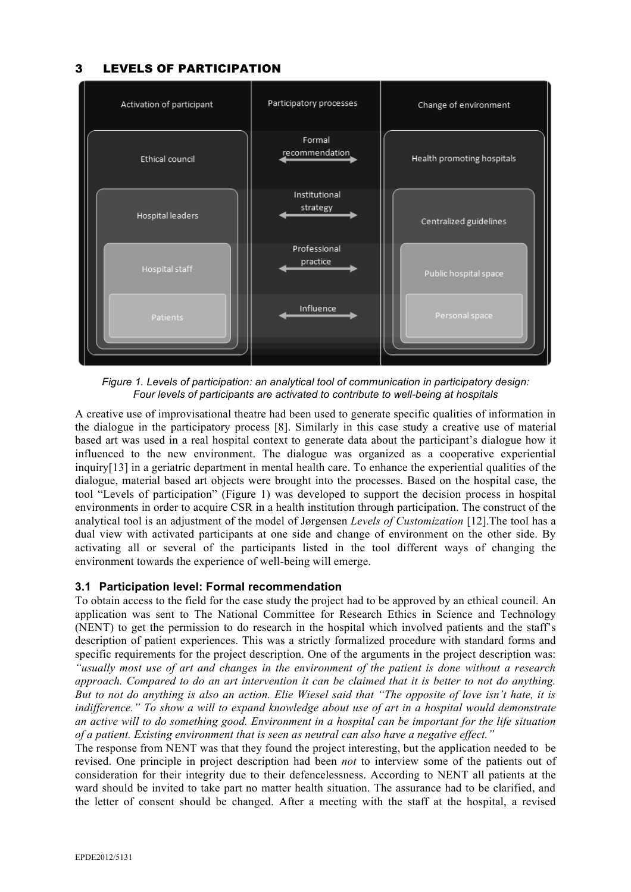## 3 LEVELS OF PARTICIPATION

| Activation of participant | Participatory processes | Change of environment |
| --- | --- | --- |
| Ethical council | Formal recommendation | Health promoting hospitals |
| Hospital leaders | Institutional strategy | Centralized guidelines |
| Hospital staff | Professional practice | Public hospital space |
| Patients | Influence | Personal space |

*Figure 1. Levels of participation: an analytical tool of communication in participatory design: Four levels of participants are activated to contribute to well-being at hospitals*

A creative use of improvisational theatre had been used to generate specific qualities of information in the dialogue in the participatory process [8]. Similarly in this case study a creative use of material based art was used in a real hospital context to generate data about the participant's dialogue how it influenced to the new environment. The dialogue was organized as a cooperative experiential inquiry[13] in a geriatric department in mental health care. To enhance the experiential qualities of the dialogue, material based art objects were brought into the processes. Based on the hospital case, the tool "Levels of participation" (Figure 1) was developed to support the decision process in hospital environments in order to acquire CSR in a health institution through participation. The construct of the analytical tool is an adjustment of the model of Jørgensen *Levels of Customization* [12].The tool has a dual view with activated participants at one side and change of environment on the other side. By activating all or several of the participants listed in the tool different ways of changing the environment towards the experience of well-being will emerge.

### 3.1 Participation level: Formal recommendation

To obtain access to the field for the case study the project had to be approved by an ethical council. An application was sent to The National Committee for Research Ethics in Science and Technology (NENT) to get the permission to do research in the hospital which involved patients and the staff's description of patient experiences. This was a strictly formalized procedure with standard forms and specific requirements for the project description. One of the arguments in the project description was: *"usually most use of art and changes in the environment of the patient is done without a research approach. Compared to do an art intervention it can be claimed that it is better to not do anything. But to not do anything is also an action. Elie Wiesel said that "The opposite of love isn't hate, it is indifference." To show a will to expand knowledge about use of art in a hospital would demonstrate an active will to do something good. Environment in a hospital can be important for the life situation of a patient. Existing environment that is seen as neutral can also have a negative effect."*

The response from NENT was that they found the project interesting, but the application needed to be revised. One principle in project description had been *not* to interview some of the patients out of consideration for their integrity due to their defencelessness. According to NENT all patients at the ward should be invited to take part no matter health situation. The assurance had to be clarified, and the letter of consent should be changed. After a meeting with the staff at the hospital, a revised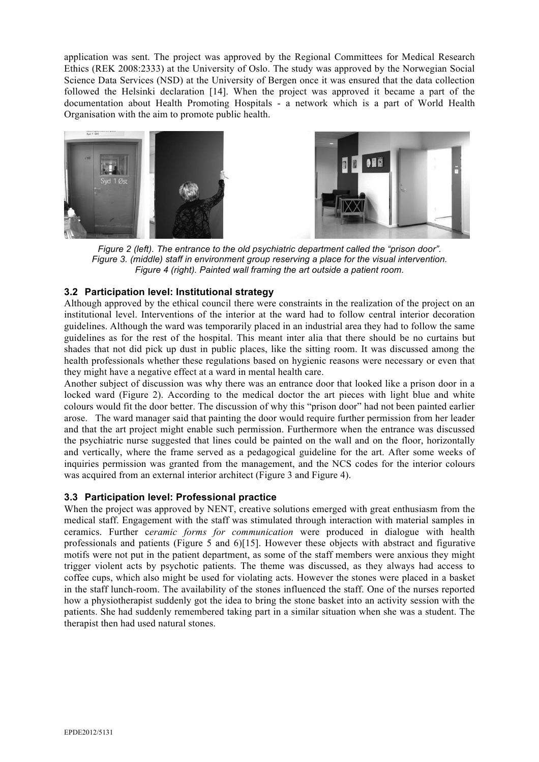application was sent. The project was approved by the Regional Committees for Medical Research Ethics (REK 2008:2333) at the University of Oslo. The study was approved by the Norwegian Social Science Data Services (NSD) at the University of Bergen once it was ensured that the data collection followed the Helsinki declaration [14]. When the project was approved it became a part of the documentation about Health Promoting Hospitals - a network which is a part of World Health Organisation with the aim to promote public health.

*Figure 2 (left). The entrance to the old psychiatric department called the "prison door".*
*Figure 3. (middle) staff in environment group reserving a place for the visual intervention.*
*Figure 4 (right). Painted wall framing the art outside a patient room.*

### 3.2 Participation level: Institutional strategy

Although approved by the ethical council there were constraints in the realization of the project on an institutional level. Interventions of the interior at the ward had to follow central interior decoration guidelines. Although the ward was temporarily placed in an industrial area they had to follow the same guidelines as for the rest of the hospital. This meant inter alia that there should be no curtains but shades that not did pick up dust in public places, like the sitting room. It was discussed among the health professionals whether these regulations based on hygienic reasons were necessary or even that they might have a negative effect at a ward in mental health care.

Another subject of discussion was why there was an entrance door that looked like a prison door in a locked ward (Figure 2). According to the medical doctor the art pieces with light blue and white colours would fit the door better. The discussion of why this "prison door" had not been painted earlier arose. The ward manager said that painting the door would require further permission from her leader and that the art project might enable such permission. Furthermore when the entrance was discussed the psychiatric nurse suggested that lines could be painted on the wall and on the floor, horizontally and vertically, where the frame served as a pedagogical guideline for the art. After some weeks of inquiries permission was granted from the management, and the NCS codes for the interior colours was acquired from an external interior architect (Figure 3 and Figure 4).

### 3.3 Participation level: Professional practice

When the project was approved by NENT, creative solutions emerged with great enthusiasm from the medical staff. Engagement with the staff was stimulated through interaction with material samples in ceramics. Further c*eramic forms for communication* were produced in dialogue with health professionals and patients (Figure 5 and 6)[15]. However these objects with abstract and figurative motifs were not put in the patient department, as some of the staff members were anxious they might trigger violent acts by psychotic patients. The theme was discussed, as they always had access to coffee cups, which also might be used for violating acts. However the stones were placed in a basket in the staff lunch-room. The availability of the stones influenced the staff. One of the nurses reported how a physiotherapist suddenly got the idea to bring the stone basket into an activity session with the patients. She had suddenly remembered taking part in a similar situation when she was a student. The therapist then had used natural stones.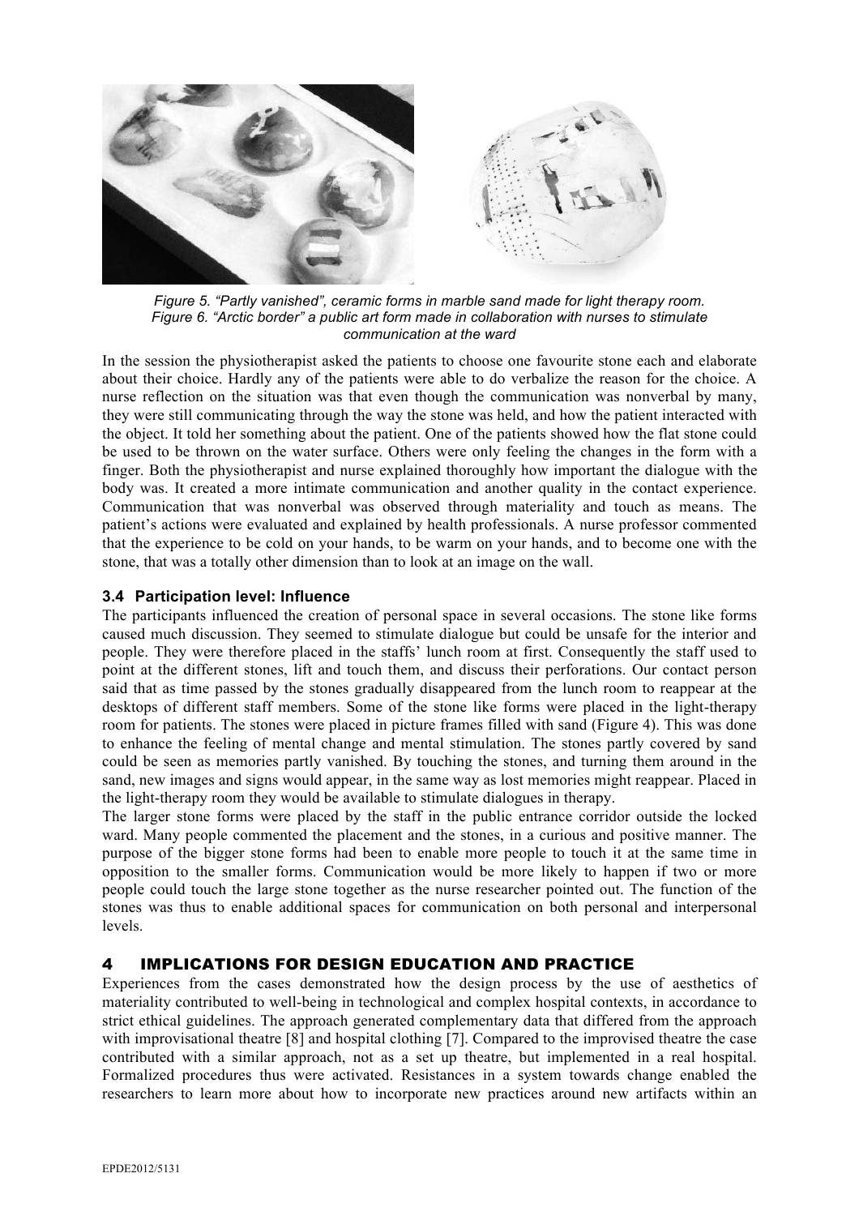*Figure 5. "Partly vanished", ceramic forms in marble sand made for light therapy room.*
*Figure 6. "Arctic border" a public art form made in collaboration with nurses to stimulate communication at the ward*

In the session the physiotherapist asked the patients to choose one favourite stone each and elaborate about their choice. Hardly any of the patients were able to do verbalize the reason for the choice. A nurse reflection on the situation was that even though the communication was nonverbal by many, they were still communicating through the way the stone was held, and how the patient interacted with the object. It told her something about the patient. One of the patients showed how the flat stone could be used to be thrown on the water surface. Others were only feeling the changes in the form with a finger. Both the physiotherapist and nurse explained thoroughly how important the dialogue with the body was. It created a more intimate communication and another quality in the contact experience. Communication that was nonverbal was observed through materiality and touch as means. The patient's actions were evaluated and explained by health professionals. A nurse professor commented that the experience to be cold on your hands, to be warm on your hands, and to become one with the stone, that was a totally other dimension than to look at an image on the wall.

### 3.4 Participation level: Influence

The participants influenced the creation of personal space in several occasions. The stone like forms caused much discussion. They seemed to stimulate dialogue but could be unsafe for the interior and people. They were therefore placed in the staffs' lunch room at first. Consequently the staff used to point at the different stones, lift and touch them, and discuss their perforations. Our contact person said that as time passed by the stones gradually disappeared from the lunch room to reappear at the desktops of different staff members. Some of the stone like forms were placed in the light-therapy room for patients. The stones were placed in picture frames filled with sand (Figure 4). This was done to enhance the feeling of mental change and mental stimulation. The stones partly covered by sand could be seen as memories partly vanished. By touching the stones, and turning them around in the sand, new images and signs would appear, in the same way as lost memories might reappear. Placed in the light-therapy room they would be available to stimulate dialogues in therapy.

The larger stone forms were placed by the staff in the public entrance corridor outside the locked ward. Many people commented the placement and the stones, in a curious and positive manner. The purpose of the bigger stone forms had been to enable more people to touch it at the same time in opposition to the smaller forms. Communication would be more likely to happen if two or more people could touch the large stone together as the nurse researcher pointed out. The function of the stones was thus to enable additional spaces for communication on both personal and interpersonal levels.

## 4 IMPLICATIONS FOR DESIGN EDUCATION AND PRACTICE

Experiences from the cases demonstrated how the design process by the use of aesthetics of materiality contributed to well-being in technological and complex hospital contexts, in accordance to strict ethical guidelines. The approach generated complementary data that differed from the approach with improvisational theatre [8] and hospital clothing [7]. Compared to the improvised theatre the case contributed with a similar approach, not as a set up theatre, but implemented in a real hospital. Formalized procedures thus were activated. Resistances in a system towards change enabled the researchers to learn more about how to incorporate new practices around new artifacts within an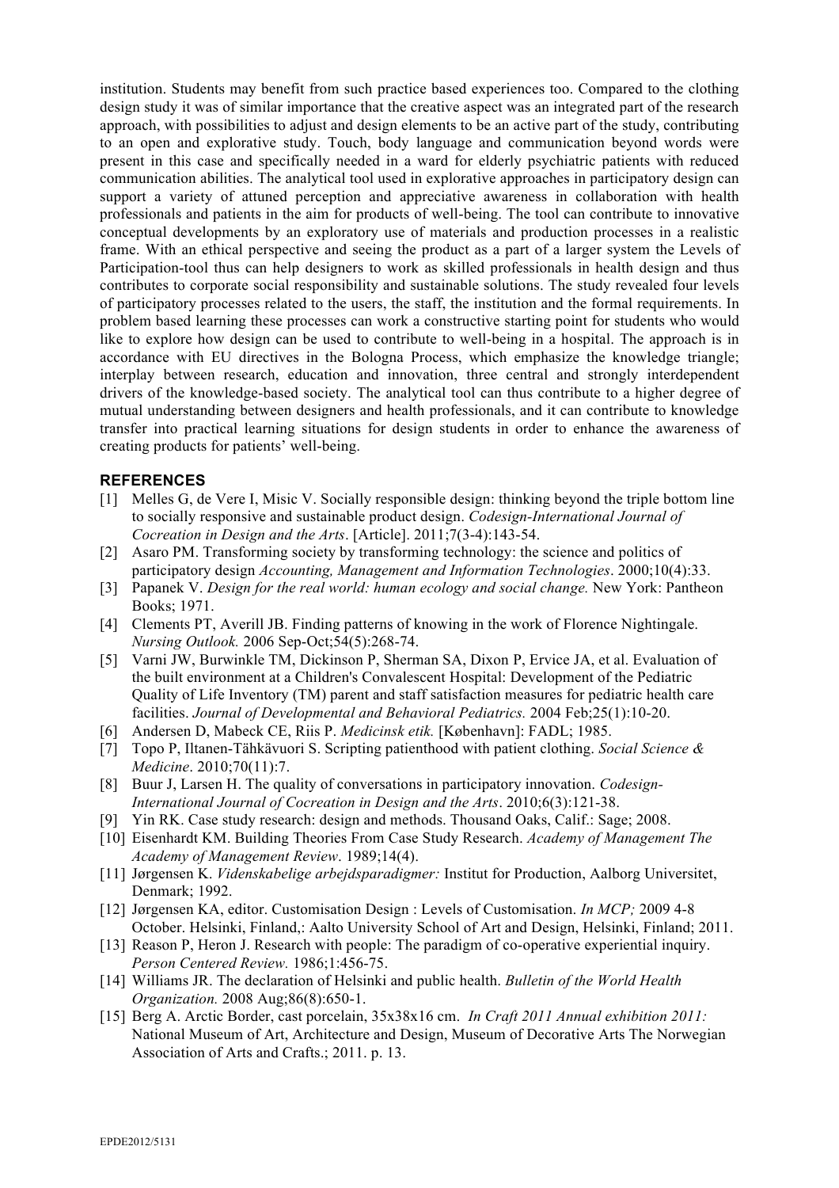institution. Students may benefit from such practice based experiences too. Compared to the clothing design study it was of similar importance that the creative aspect was an integrated part of the research approach, with possibilities to adjust and design elements to be an active part of the study, contributing to an open and explorative study. Touch, body language and communication beyond words were present in this case and specifically needed in a ward for elderly psychiatric patients with reduced communication abilities. The analytical tool used in explorative approaches in participatory design can support a variety of attuned perception and appreciative awareness in collaboration with health professionals and patients in the aim for products of well-being. The tool can contribute to innovative conceptual developments by an exploratory use of materials and production processes in a realistic frame. With an ethical perspective and seeing the product as a part of a larger system the Levels of Participation-tool thus can help designers to work as skilled professionals in health design and thus contributes to corporate social responsibility and sustainable solutions. The study revealed four levels of participatory processes related to the users, the staff, the institution and the formal requirements. In problem based learning these processes can work a constructive starting point for students who would like to explore how design can be used to contribute to well-being in a hospital. The approach is in accordance with EU directives in the Bologna Process, which emphasize the knowledge triangle; interplay between research, education and innovation, three central and strongly interdependent drivers of the knowledge-based society. The analytical tool can thus contribute to a higher degree of mutual understanding between designers and health professionals, and it can contribute to knowledge transfer into practical learning situations for design students in order to enhance the awareness of creating products for patients' well-being.

## REFERENCES

[1] Melles G, de Vere I, Misic V. Socially responsible design: thinking beyond the triple bottom line to socially responsive and sustainable product design. *Codesign-International Journal of Cocreation in Design and the Arts*. [Article]. 2011;7(3-4):143-54.

[2] Asaro PM. Transforming society by transforming technology: the science and politics of participatory design *Accounting, Management and Information Technologies*. 2000;10(4):33.

[3] Papanek V. *Design for the real world: human ecology and social change.* New York: Pantheon Books; 1971.

[4] Clements PT, Averill JB. Finding patterns of knowing in the work of Florence Nightingale. *Nursing Outlook.* 2006 Sep-Oct;54(5):268-74.

[5] Varni JW, Burwinkle TM, Dickinson P, Sherman SA, Dixon P, Ervice JA, et al. Evaluation of the built environment at a Children's Convalescent Hospital: Development of the Pediatric Quality of Life Inventory (TM) parent and staff satisfaction measures for pediatric health care facilities. *Journal of Developmental and Behavioral Pediatrics.* 2004 Feb;25(1):10-20.

[6] Andersen D, Mabeck CE, Riis P. *Medicinsk etik.* [København]: FADL; 1985.

[7] Topo P, Iltanen-Tähkävuori S. Scripting patienthood with patient clothing. *Social Science & Medicine*. 2010;70(11):7.

[8] Buur J, Larsen H. The quality of conversations in participatory innovation. *Codesign-International Journal of Cocreation in Design and the Arts*. 2010;6(3):121-38.

[9] Yin RK. Case study research: design and methods. Thousand Oaks, Calif.: Sage; 2008.

[10] Eisenhardt KM. Building Theories From Case Study Research. *Academy of Management The Academy of Management Review*. 1989;14(4).

[11] Jørgensen K. *Videnskabelige arbejdsparadigmer:* Institut for Production, Aalborg Universitet, Denmark; 1992.

[12] Jørgensen KA, editor. Customisation Design : Levels of Customisation. *In MCP;* 2009 4-8 October. Helsinki, Finland,: Aalto University School of Art and Design, Helsinki, Finland; 2011.

[13] Reason P, Heron J. Research with people: The paradigm of co-operative experiential inquiry. *Person Centered Review.* 1986;1:456-75.

[14] Williams JR. The declaration of Helsinki and public health. *Bulletin of the World Health Organization.* 2008 Aug;86(8):650-1.

[15] Berg A. Arctic Border, cast porcelain, 35x38x16 cm. *In Craft 2011 Annual exhibition 2011:* National Museum of Art, Architecture and Design, Museum of Decorative Arts The Norwegian Association of Arts and Crafts.; 2011. p. 13.